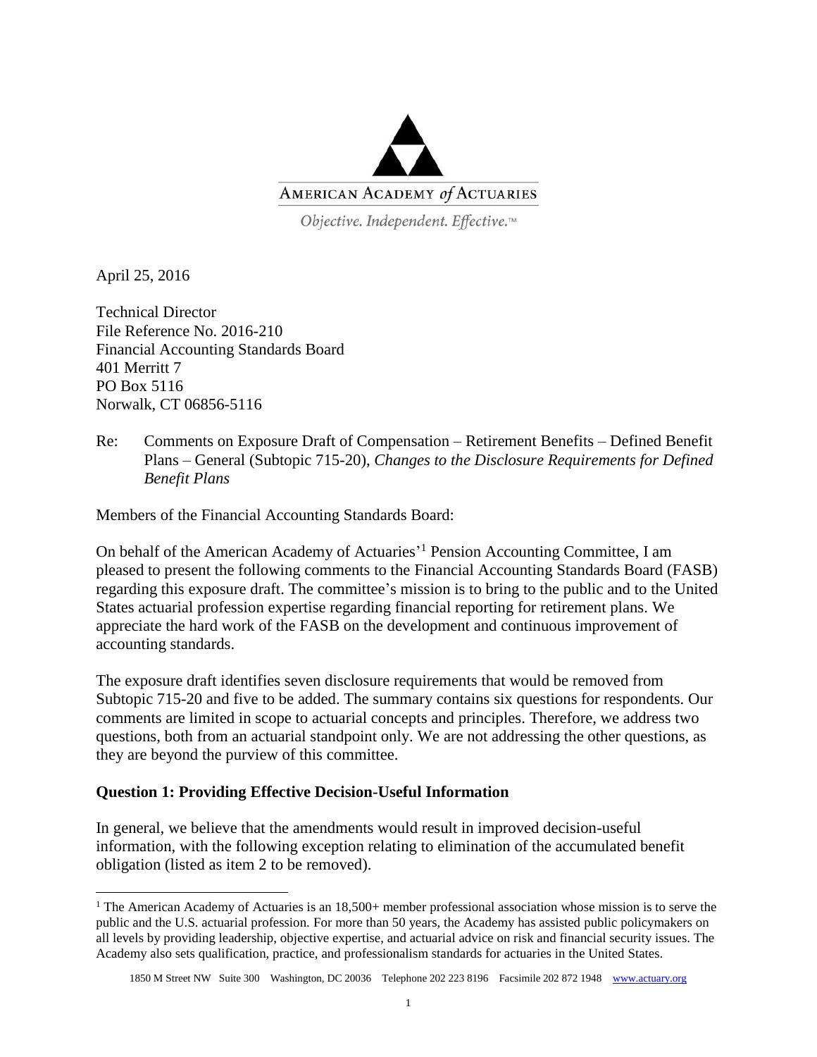AMERICAN ACADEMY *of* ACTUARIES

*Objective. Independent. Effective.*™

April 25, 2016

Technical Director
File Reference No. 2016-210
Financial Accounting Standards Board
401 Merritt 7
PO Box 5116
Norwalk, CT 06856-5116

Re: Comments on Exposure Draft of Compensation – Retirement Benefits – Defined Benefit Plans – General (Subtopic 715-20), *Changes to the Disclosure Requirements for Defined Benefit Plans*

Members of the Financial Accounting Standards Board:

On behalf of the American Academy of Actuaries'[1] Pension Accounting Committee, I am pleased to present the following comments to the Financial Accounting Standards Board (FASB) regarding this exposure draft. The committee's mission is to bring to the public and to the United States actuarial profession expertise regarding financial reporting for retirement plans. We appreciate the hard work of the FASB on the development and continuous improvement of accounting standards.

The exposure draft identifies seven disclosure requirements that would be removed from Subtopic 715-20 and five to be added. The summary contains six questions for respondents. Our comments are limited in scope to actuarial concepts and principles. Therefore, we address two questions, both from an actuarial standpoint only. We are not addressing the other questions, as they are beyond the purview of this committee.

**Question 1: Providing Effective Decision-Useful Information**

In general, we believe that the amendments would result in improved decision-useful information, with the following exception relating to elimination of the accumulated benefit obligation (listed as item 2 to be removed).

[1] The American Academy of Actuaries is an 18,500+ member professional association whose mission is to serve the public and the U.S. actuarial profession. For more than 50 years, the Academy has assisted public policymakers on all levels by providing leadership, objective expertise, and actuarial advice on risk and financial security issues. The Academy also sets qualification, practice, and professionalism standards for actuaries in the United States.

1850 M Street NW Suite 300 Washington, DC 20036 Telephone 202 223 8196 Facsimile 202 872 1948 www.actuary.org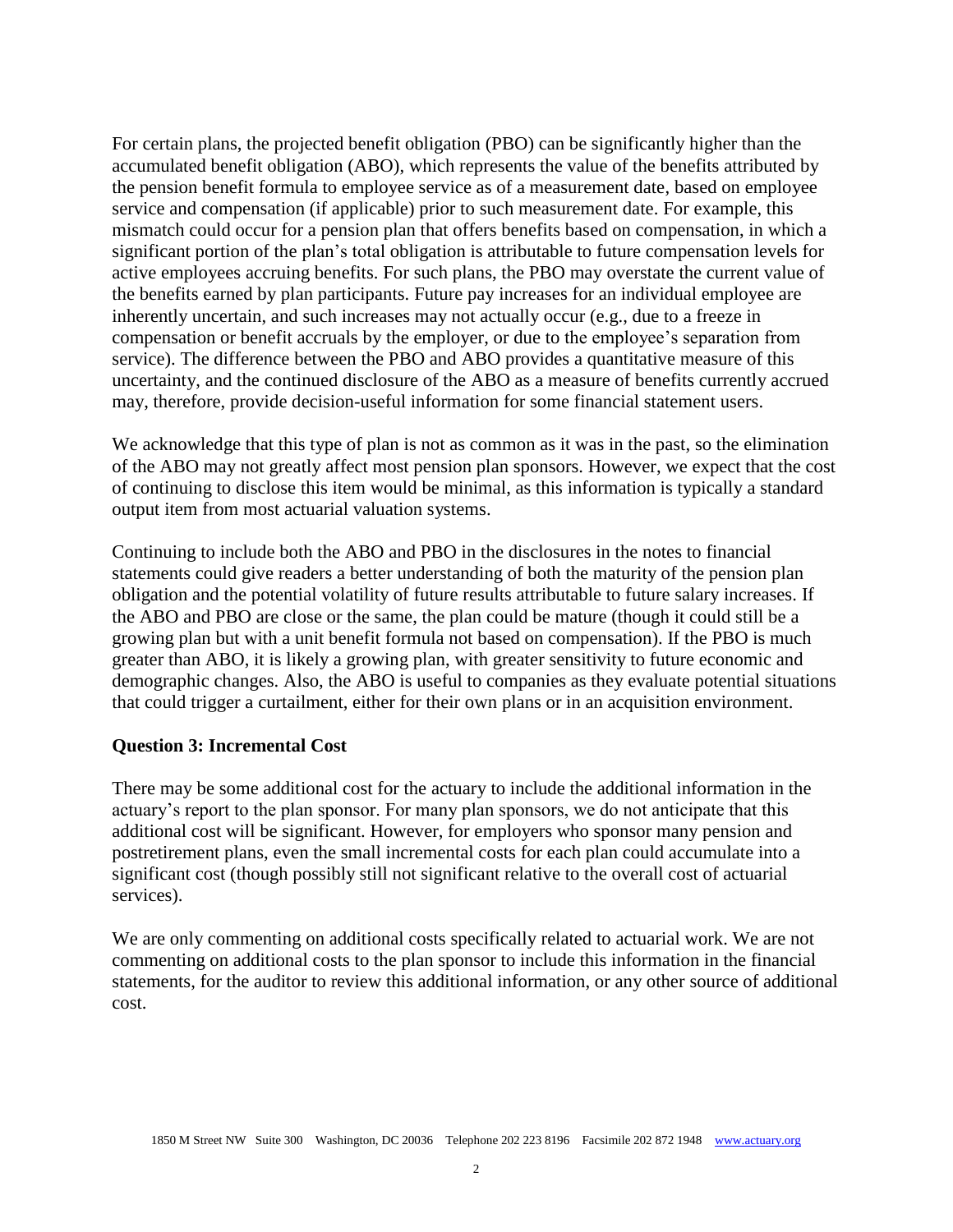For certain plans, the projected benefit obligation (PBO) can be significantly higher than the accumulated benefit obligation (ABO), which represents the value of the benefits attributed by the pension benefit formula to employee service as of a measurement date, based on employee service and compensation (if applicable) prior to such measurement date. For example, this mismatch could occur for a pension plan that offers benefits based on compensation, in which a significant portion of the plan's total obligation is attributable to future compensation levels for active employees accruing benefits. For such plans, the PBO may overstate the current value of the benefits earned by plan participants. Future pay increases for an individual employee are inherently uncertain, and such increases may not actually occur (e.g., due to a freeze in compensation or benefit accruals by the employer, or due to the employee's separation from service). The difference between the PBO and ABO provides a quantitative measure of this uncertainty, and the continued disclosure of the ABO as a measure of benefits currently accrued may, therefore, provide decision-useful information for some financial statement users.

We acknowledge that this type of plan is not as common as it was in the past, so the elimination of the ABO may not greatly affect most pension plan sponsors. However, we expect that the cost of continuing to disclose this item would be minimal, as this information is typically a standard output item from most actuarial valuation systems.

Continuing to include both the ABO and PBO in the disclosures in the notes to financial statements could give readers a better understanding of both the maturity of the pension plan obligation and the potential volatility of future results attributable to future salary increases. If the ABO and PBO are close or the same, the plan could be mature (though it could still be a growing plan but with a unit benefit formula not based on compensation). If the PBO is much greater than ABO, it is likely a growing plan, with greater sensitivity to future economic and demographic changes. Also, the ABO is useful to companies as they evaluate potential situations that could trigger a curtailment, either for their own plans or in an acquisition environment.

**Question 3: Incremental Cost**

There may be some additional cost for the actuary to include the additional information in the actuary's report to the plan sponsor. For many plan sponsors, we do not anticipate that this additional cost will be significant. However, for employers who sponsor many pension and postretirement plans, even the small incremental costs for each plan could accumulate into a significant cost (though possibly still not significant relative to the overall cost of actuarial services).

We are only commenting on additional costs specifically related to actuarial work. We are not commenting on additional costs to the plan sponsor to include this information in the financial statements, for the auditor to review this additional information, or any other source of additional cost.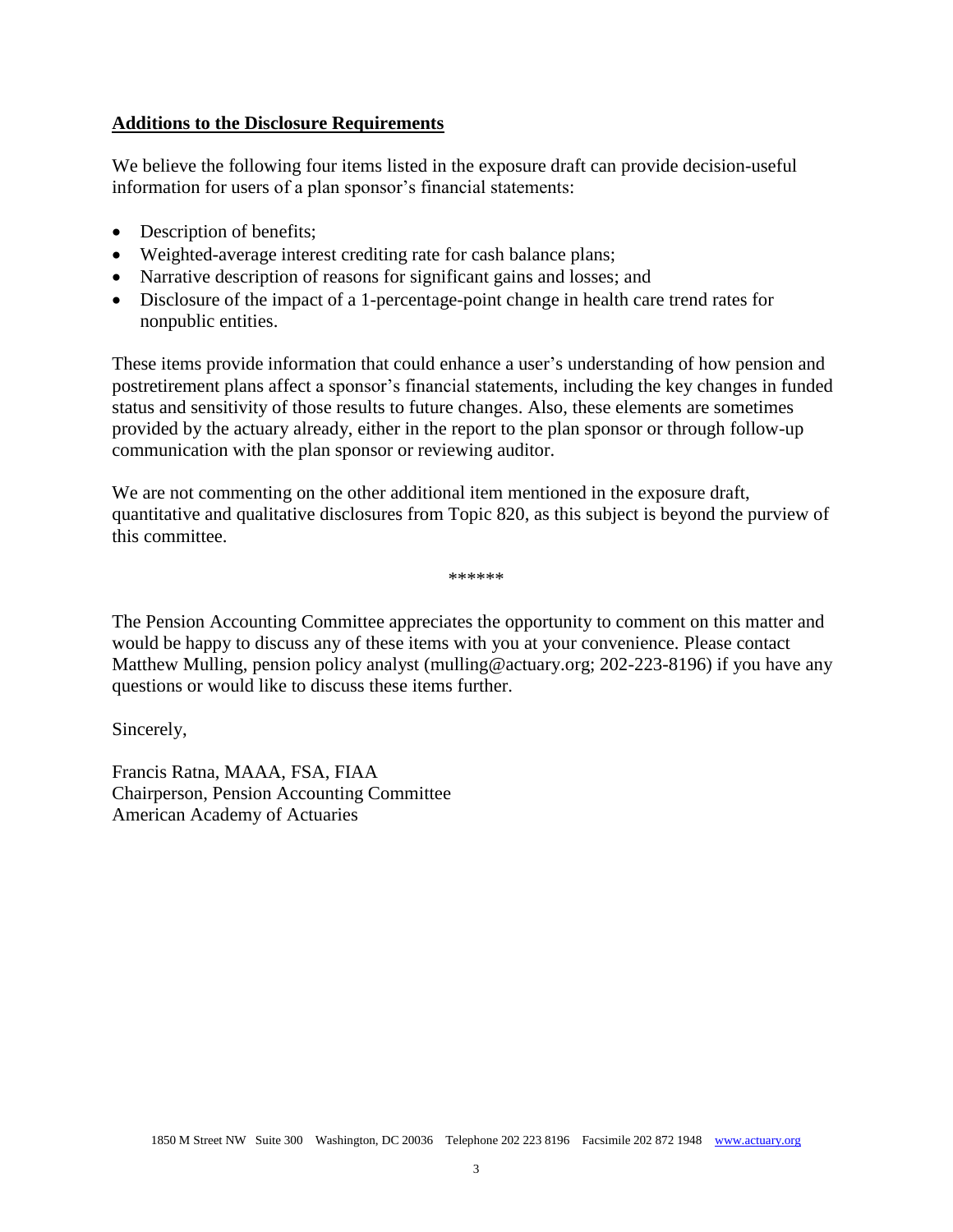**Additions to the Disclosure Requirements**

We believe the following four items listed in the exposure draft can provide decision-useful information for users of a plan sponsor's financial statements:

- Description of benefits;
- Weighted-average interest crediting rate for cash balance plans;
- Narrative description of reasons for significant gains and losses; and
- Disclosure of the impact of a 1-percentage-point change in health care trend rates for nonpublic entities.

These items provide information that could enhance a user's understanding of how pension and postretirement plans affect a sponsor's financial statements, including the key changes in funded status and sensitivity of those results to future changes. Also, these elements are sometimes provided by the actuary already, either in the report to the plan sponsor or through follow-up communication with the plan sponsor or reviewing auditor.

We are not commenting on the other additional item mentioned in the exposure draft, quantitative and qualitative disclosures from Topic 820, as this subject is beyond the purview of this committee.

******

The Pension Accounting Committee appreciates the opportunity to comment on this matter and would be happy to discuss any of these items with you at your convenience. Please contact Matthew Mulling, pension policy analyst (mulling@actuary.org; 202-223-8196) if you have any questions or would like to discuss these items further.

Sincerely,

Francis Ratna, MAAA, FSA, FIAA
Chairperson, Pension Accounting Committee
American Academy of Actuaries

1850 M Street NW Suite 300 Washington, DC 20036 Telephone 202 223 8196 Facsimile 202 872 1948 www.actuary.org